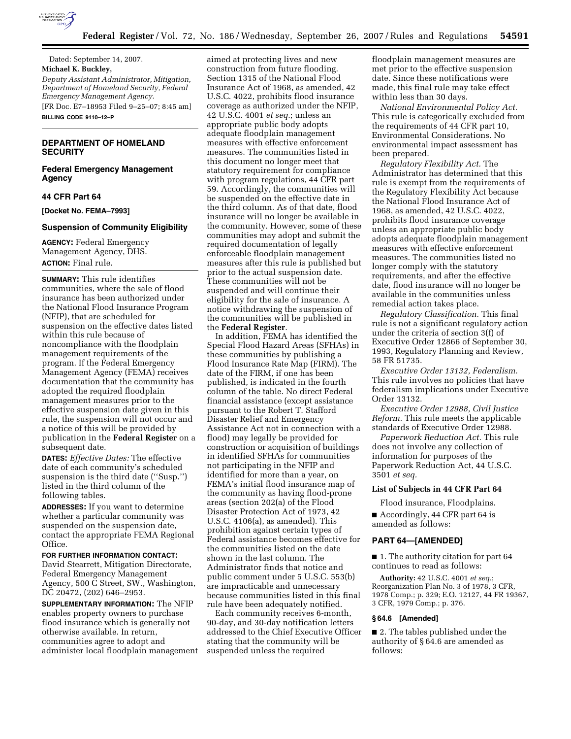Dated: September 14, 2007.

**Michael K. Buckley,**

*Deputy Assistant Administrator, Mitigation, Department of Homeland Security, Federal Emergency Management Agency.*

[FR Doc. E7–18953 Filed 9–25–07; 8:45 am]

**BILLING CODE 9110–12–P**

## DEPARTMENT OF HOMELAND SECURITY

### Federal Emergency Management Agency

### 44 CFR Part 64

**[Docket No. FEMA–7993]**

### Suspension of Community Eligibility

**AGENCY:** Federal Emergency Management Agency, DHS.

**ACTION:** Final rule.

**SUMMARY:** This rule identifies communities, where the sale of flood insurance has been authorized under the National Flood Insurance Program (NFIP), that are scheduled for suspension on the effective dates listed within this rule because of noncompliance with the floodplain management requirements of the program. If the Federal Emergency Management Agency (FEMA) receives documentation that the community has adopted the required floodplain management measures prior to the effective suspension date given in this rule, the suspension will not occur and a notice of this will be provided by publication in the **Federal Register** on a subsequent date.

**DATES:** *Effective Dates:* The effective date of each community's scheduled suspension is the third date (''Susp.'') listed in the third column of the following tables.

**ADDRESSES:** If you want to determine whether a particular community was suspended on the suspension date, contact the appropriate FEMA Regional Office.

**FOR FURTHER INFORMATION CONTACT:** David Stearrett, Mitigation Directorate, Federal Emergency Management Agency, 500 C Street, SW., Washington, DC 20472, (202) 646–2953.

**SUPPLEMENTARY INFORMATION:** The NFIP enables property owners to purchase flood insurance which is generally not otherwise available. In return, communities agree to adopt and administer local floodplain management aimed at protecting lives and new construction from future flooding. Section 1315 of the National Flood Insurance Act of 1968, as amended, 42 U.S.C. 4022, prohibits flood insurance coverage as authorized under the NFIP, 42 U.S.C. 4001 *et seq.*; unless an appropriate public body adopts adequate floodplain management measures with effective enforcement measures. The communities listed in this document no longer meet that statutory requirement for compliance with program regulations, 44 CFR part 59. Accordingly, the communities will be suspended on the effective date in the third column. As of that date, flood insurance will no longer be available in the community. However, some of these communities may adopt and submit the required documentation of legally enforceable floodplain management measures after this rule is published but prior to the actual suspension date. These communities will not be suspended and will continue their eligibility for the sale of insurance. A notice withdrawing the suspension of the communities will be published in the **Federal Register**.

In addition, FEMA has identified the Special Flood Hazard Areas (SFHAs) in these communities by publishing a Flood Insurance Rate Map (FIRM). The date of the FIRM, if one has been published, is indicated in the fourth column of the table. No direct Federal financial assistance (except assistance pursuant to the Robert T. Stafford Disaster Relief and Emergency Assistance Act not in connection with a flood) may legally be provided for construction or acquisition of buildings in identified SFHAs for communities not participating in the NFIP and identified for more than a year, on FEMA's initial flood insurance map of the community as having flood-prone areas (section 202(a) of the Flood Disaster Protection Act of 1973, 42 U.S.C. 4106(a), as amended). This prohibition against certain types of Federal assistance becomes effective for the communities listed on the date shown in the last column. The Administrator finds that notice and public comment under 5 U.S.C. 553(b) are impracticable and unnecessary because communities listed in this final rule have been adequately notified.

Each community receives 6-month, 90-day, and 30-day notification letters addressed to the Chief Executive Officer stating that the community will be suspended unless the required floodplain management measures are met prior to the effective suspension date. Since these notifications were made, this final rule may take effect within less than 30 days.

*National Environmental Policy Act.* This rule is categorically excluded from the requirements of 44 CFR part 10, Environmental Considerations. No environmental impact assessment has been prepared.

*Regulatory Flexibility Act.* The Administrator has determined that this rule is exempt from the requirements of the Regulatory Flexibility Act because the National Flood Insurance Act of 1968, as amended, 42 U.S.C. 4022, prohibits flood insurance coverage unless an appropriate public body adopts adequate floodplain management measures with effective enforcement measures. The communities listed no longer comply with the statutory requirements, and after the effective date, flood insurance will no longer be available in the communities unless remedial action takes place.

*Regulatory Classification.* This final rule is not a significant regulatory action under the criteria of section 3(f) of Executive Order 12866 of September 30, 1993, Regulatory Planning and Review, 58 FR 51735.

*Executive Order 13132, Federalism.* This rule involves no policies that have federalism implications under Executive Order 13132.

*Executive Order 12988, Civil Justice Reform.* This rule meets the applicable standards of Executive Order 12988.

*Paperwork Reduction Act.* This rule does not involve any collection of information for purposes of the Paperwork Reduction Act, 44 U.S.C. 3501 *et seq.*

### List of Subjects in 44 CFR Part 64

Flood insurance, Floodplains.

■ Accordingly, 44 CFR part 64 is amended as follows:

### PART 64—[AMENDED]

■ 1. The authority citation for part 64 continues to read as follows:

**Authority:** 42 U.S.C. 4001 *et seq.*; Reorganization Plan No. 3 of 1978, 3 CFR, 1978 Comp.; p. 329; E.O. 12127, 44 FR 19367, 3 CFR, 1979 Comp.; p. 376.

### § 64.6 [Amended]

■ 2. The tables published under the authority of § 64.6 are amended as follows: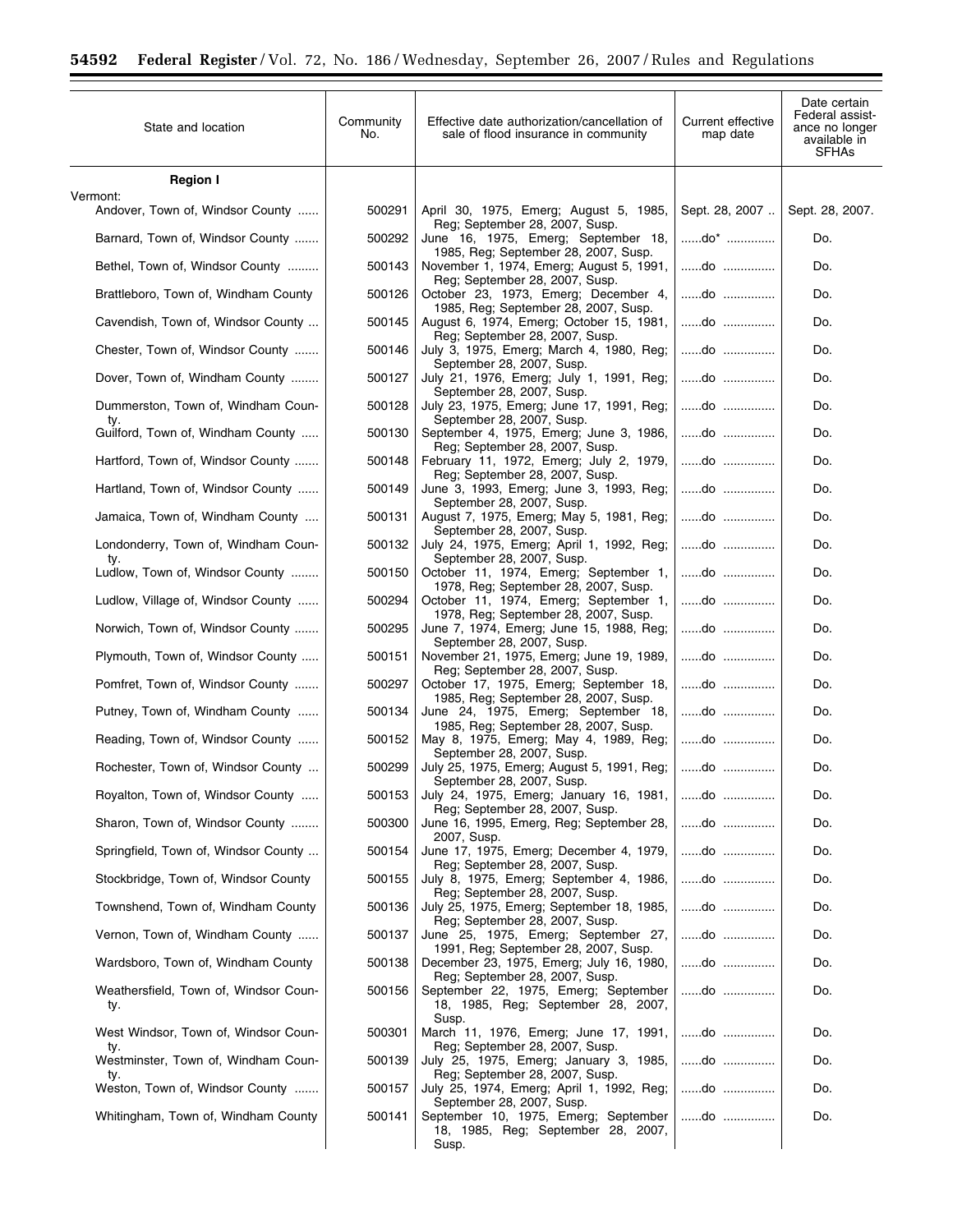| State and location | Community No. | Effective date authorization/cancellation of sale of flood insurance in community | Current effective map date | Date certain Federal assistance no longer available in SFHAs |
|---|---|---|---|---|
| **Region I** | | | | |
| Vermont: | | | | |
| Andover, Town of, Windsor County | 500291 | April 30, 1975, Emerg; August 5, 1985, Reg; September 28, 2007, Susp. | Sept. 28, 2007 | Sept. 28, 2007. |
| Barnard, Town of, Windsor County | 500292 | June 16, 1975, Emerg; September 18, 1985, Reg; September 28, 2007, Susp. | ......do* | Do. |
| Bethel, Town of, Windsor County | 500143 | November 1, 1974, Emerg; August 5, 1991, Reg; September 28, 2007, Susp. | ......do | Do. |
| Brattleboro, Town of, Windham County | 500126 | October 23, 1973, Emerg; December 4, 1985, Reg; September 28, 2007, Susp. | ......do | Do. |
| Cavendish, Town of, Windsor County | 500145 | August 6, 1974, Emerg; October 15, 1981, Reg; September 28, 2007, Susp. | ......do | Do. |
| Chester, Town of, Windsor County | 500146 | July 3, 1975, Emerg; March 4, 1980, Reg; September 28, 2007, Susp. | ......do | Do. |
| Dover, Town of, Windham County | 500127 | July 21, 1976, Emerg; July 1, 1991, Reg; September 28, 2007, Susp. | ......do | Do. |
| Dummerston, Town of, Windham County. | 500128 | July 23, 1975, Emerg; June 17, 1991, Reg; September 28, 2007, Susp. | ......do | Do. |
| Guilford, Town of, Windham County | 500130 | September 4, 1975, Emerg; June 3, 1986, Reg; September 28, 2007, Susp. | ......do | Do. |
| Hartford, Town of, Windsor County | 500148 | February 11, 1972, Emerg; July 2, 1979, Reg; September 28, 2007, Susp. | ......do | Do. |
| Hartland, Town of, Windsor County | 500149 | June 3, 1993, Emerg; June 3, 1993, Reg; September 28, 2007, Susp. | ......do | Do. |
| Jamaica, Town of, Windham County | 500131 | August 7, 1975, Emerg; May 5, 1981, Reg; September 28, 2007, Susp. | ......do | Do. |
| Londonderry, Town of, Windham County. | 500132 | July 24, 1975, Emerg; April 1, 1992, Reg; September 28, 2007, Susp. | ......do | Do. |
| Ludlow, Town of, Windsor County | 500150 | October 11, 1974, Emerg; September 1, 1978, Reg; September 28, 2007, Susp. | ......do | Do. |
| Ludlow, Village of, Windsor County | 500294 | October 11, 1974, Emerg; September 1, 1978, Reg; September 28, 2007, Susp. | ......do | Do. |
| Norwich, Town of, Windsor County | 500295 | June 7, 1974, Emerg; June 15, 1988, Reg; September 28, 2007, Susp. | ......do | Do. |
| Plymouth, Town of, Windsor County | 500151 | November 21, 1975, Emerg; June 19, 1989, Reg; September 28, 2007, Susp. | ......do | Do. |
| Pomfret, Town of, Windsor County | 500297 | October 17, 1975, Emerg; September 18, 1985, Reg; September 28, 2007, Susp. | ......do | Do. |
| Putney, Town of, Windham County | 500134 | June 24, 1975, Emerg; September 18, 1985, Reg; September 28, 2007, Susp. | ......do | Do. |
| Reading, Town of, Windsor County | 500152 | May 8, 1975, Emerg; May 4, 1989, Reg; September 28, 2007, Susp. | ......do | Do. |
| Rochester, Town of, Windsor County | 500299 | July 25, 1975, Emerg; August 5, 1991, Reg; September 28, 2007, Susp. | ......do | Do. |
| Royalton, Town of, Windsor County | 500153 | July 24, 1975, Emerg; January 16, 1981, Reg; September 28, 2007, Susp. | ......do | Do. |
| Sharon, Town of, Windsor County | 500300 | June 16, 1995, Emerg, Reg; September 28, 2007, Susp. | ......do | Do. |
| Springfield, Town of, Windsor County | 500154 | June 17, 1975, Emerg; December 4, 1979, Reg; September 28, 2007, Susp. | ......do | Do. |
| Stockbridge, Town of, Windsor County | 500155 | July 8, 1975, Emerg; September 4, 1986, Reg; September 28, 2007, Susp. | ......do | Do. |
| Townshend, Town of, Windham County | 500136 | July 25, 1975, Emerg; September 18, 1985, Reg; September 28, 2007, Susp. | ......do | Do. |
| Vernon, Town of, Windham County | 500137 | June 25, 1975, Emerg; September 27, 1991, Reg; September 28, 2007, Susp. | ......do | Do. |
| Wardsboro, Town of, Windham County | 500138 | December 23, 1975, Emerg; July 16, 1980, Reg; September 28, 2007, Susp. | ......do | Do. |
| Weathersfield, Town of, Windsor County. | 500156 | September 22, 1975, Emerg; September 18, 1985, Reg; September 28, 2007, Susp. | ......do | Do. |
| West Windsor, Town of, Windsor County. | 500301 | March 11, 1976, Emerg; June 17, 1991, Reg; September 28, 2007, Susp. | ......do | Do. |
| Westminster, Town of, Windham County. | 500139 | July 25, 1975, Emerg; January 3, 1985, Reg; September 28, 2007, Susp. | ......do | Do. |
| Weston, Town of, Windsor County | 500157 | July 25, 1974, Emerg; April 1, 1992, Reg; September 28, 2007, Susp. | ......do | Do. |
| Whitingham, Town of, Windham County | 500141 | September 10, 1975, Emerg; September 18, 1985, Reg; September 28, 2007, Susp. | ......do | Do. |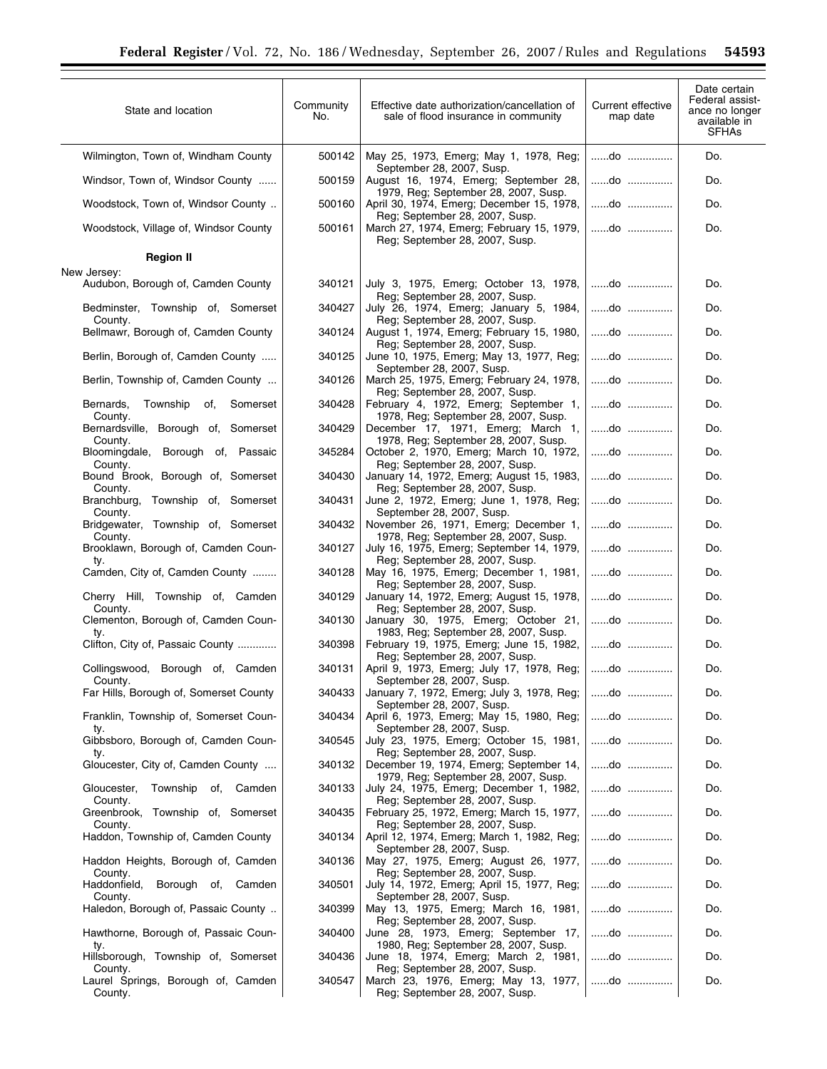| State and location | Community No. | Effective date authorization/cancellation of sale of flood insurance in community | Current effective map date | Date certain Federal assistance no longer available in SFHAs |
|---|---|---|---|---|
| Wilmington, Town of, Windham County | 500142 | May 25, 1973, Emerg; May 1, 1978, Reg; September 28, 2007, Susp. | ......do ............... | Do. |
| Windsor, Town of, Windsor County ...... | 500159 | August 16, 1974, Emerg; September 28, 1979, Reg; September 28, 2007, Susp. | ......do ............... | Do. |
| Woodstock, Town of, Windsor County .. | 500160 | April 30, 1974, Emerg; December 15, 1978, Reg; September 28, 2007, Susp. | ......do ............... | Do. |
| Woodstock, Village of, Windsor County | 500161 | March 27, 1974, Emerg; February 15, 1979, Reg; September 28, 2007, Susp. | ......do ............... | Do. |
| **Region II** | | | | |
| New Jersey: | | | | |
| Audubon, Borough of, Camden County | 340121 | July 3, 1975, Emerg; October 13, 1978, Reg; September 28, 2007, Susp. | ......do ............... | Do. |
| Bedminster, Township of, Somerset County. | 340427 | July 26, 1974, Emerg; January 5, 1984, Reg; September 28, 2007, Susp. | ......do ............... | Do. |
| Bellmawr, Borough of, Camden County | 340124 | August 1, 1974, Emerg; February 15, 1980, Reg; September 28, 2007, Susp. | ......do ............... | Do. |
| Berlin, Borough of, Camden County ..... | 340125 | June 10, 1975, Emerg; May 13, 1977, Reg; September 28, 2007, Susp. | ......do ............... | Do. |
| Berlin, Township of, Camden County ... | 340126 | March 25, 1975, Emerg; February 24, 1978, Reg; September 28, 2007, Susp. | ......do ............... | Do. |
| Bernards, Township of, Somerset County. | 340428 | February 4, 1972, Emerg; September 1, 1978, Reg; September 28, 2007, Susp. | ......do ............... | Do. |
| Bernardsville, Borough of, Somerset County. | 340429 | December 17, 1971, Emerg; March 1, 1978, Reg; September 28, 2007, Susp. | ......do ............... | Do. |
| Bloomingdale, Borough of, Passaic County. | 345284 | October 2, 1970, Emerg; March 10, 1972, Reg; September 28, 2007, Susp. | ......do ............... | Do. |
| Bound Brook, Borough of, Somerset County. | 340430 | January 14, 1972, Emerg; August 15, 1983, Reg; September 28, 2007, Susp. | ......do ............... | Do. |
| Branchburg, Township of, Somerset County. | 340431 | June 2, 1972, Emerg; June 1, 1978, Reg; September 28, 2007, Susp. | ......do ............... | Do. |
| Bridgewater, Township of, Somerset County. | 340432 | November 26, 1971, Emerg; December 1, 1978, Reg; September 28, 2007, Susp. | ......do ............... | Do. |
| Brooklawn, Borough of, Camden County. | 340127 | July 16, 1975, Emerg; September 14, 1979, Reg; September 28, 2007, Susp. | ......do ............... | Do. |
| Camden, City of, Camden County ........ | 340128 | May 16, 1975, Emerg; December 1, 1981, Reg; September 28, 2007, Susp. | ......do ............... | Do. |
| Cherry Hill, Township of, Camden County. | 340129 | January 14, 1972, Emerg; August 15, 1978, Reg; September 28, 2007, Susp. | ......do ............... | Do. |
| Clementon, Borough of, Camden County. | 340130 | January 30, 1975, Emerg; October 21, 1983, Reg; September 28, 2007, Susp. | ......do ............... | Do. |
| Clifton, City of, Passaic County ............ | 340398 | February 19, 1975, Emerg; June 15, 1982, Reg; September 28, 2007, Susp. | ......do ............... | Do. |
| Collingswood, Borough of, Camden County. | 340131 | April 9, 1973, Emerg; July 17, 1978, Reg; September 28, 2007, Susp. | ......do ............... | Do. |
| Far Hills, Borough of, Somerset County | 340433 | January 7, 1972, Emerg; July 3, 1978, Reg; September 28, 2007, Susp. | ......do ............... | Do. |
| Franklin, Township of, Somerset County. | 340434 | April 6, 1973, Emerg; May 15, 1980, Reg; September 28, 2007, Susp. | ......do ............... | Do. |
| Gibbsboro, Borough of, Camden County. | 340545 | July 23, 1975, Emerg; October 15, 1981, Reg; September 28, 2007, Susp. | ......do ............... | Do. |
| Gloucester, City of, Camden County .... | 340132 | December 19, 1974, Emerg; September 14, 1979, Reg; September 28, 2007, Susp. | ......do ............... | Do. |
| Gloucester, Township of, Camden County. | 340133 | July 24, 1975, Emerg; December 1, 1982, Reg; September 28, 2007, Susp. | ......do ............... | Do. |
| Greenbrook, Township of, Somerset County. | 340435 | February 25, 1972, Emerg; March 15, 1977, Reg; September 28, 2007, Susp. | ......do ............... | Do. |
| Haddon, Township of, Camden County | 340134 | April 12, 1974, Emerg; March 1, 1982, Reg; September 28, 2007, Susp. | ......do ............... | Do. |
| Haddon Heights, Borough of, Camden County. | 340136 | May 27, 1975, Emerg; August 26, 1977, Reg; September 28, 2007, Susp. | ......do ............... | Do. |
| Haddonfield, Borough of, Camden County. | 340501 | July 14, 1972, Emerg; April 15, 1977, Reg; September 28, 2007, Susp. | ......do ............... | Do. |
| Haledon, Borough of, Passaic County .. | 340399 | May 13, 1975, Emerg; March 16, 1981, Reg; September 28, 2007, Susp. | ......do ............... | Do. |
| Hawthorne, Borough of, Passaic County. | 340400 | June 28, 1973, Emerg; September 17, 1980, Reg; September 28, 2007, Susp. | ......do ............... | Do. |
| Hillsborough, Township of, Somerset County. | 340436 | June 18, 1974, Emerg; March 2, 1981, Reg; September 28, 2007, Susp. | ......do ............... | Do. |
| Laurel Springs, Borough of, Camden County. | 340547 | March 23, 1976, Emerg; May 13, 1977, Reg; September 28, 2007, Susp. | ......do ............... | Do. |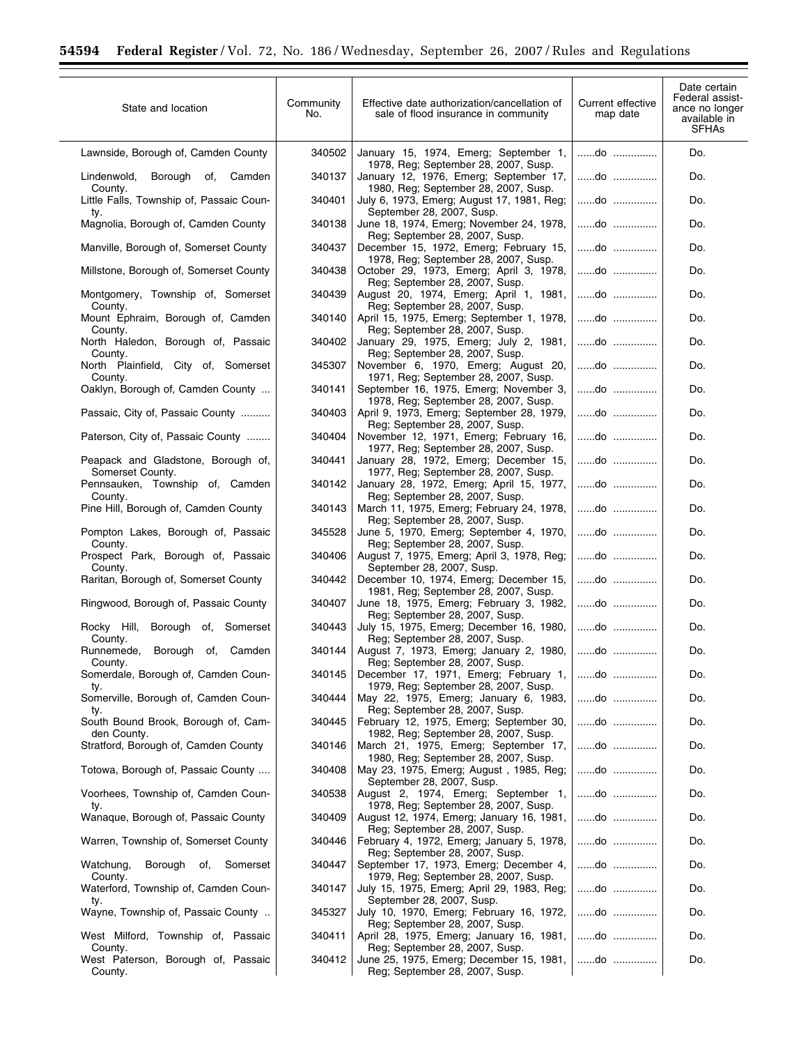| State and location | Community No. | Effective date authorization/cancellation of sale of flood insurance in community | Current effective map date | Date certain Federal assistance no longer available in SFHAs |
|---|---|---|---|---|
| Lawnside, Borough of, Camden County | 340502 | January 15, 1974, Emerg; September 1, 1978, Reg; September 28, 2007, Susp. | ......do ............... | Do. |
| Lindenwold, Borough of, Camden County. | 340137 | January 12, 1976, Emerg; September 17, 1980, Reg; September 28, 2007, Susp. | ......do ............... | Do. |
| Little Falls, Township of, Passaic County. | 340401 | July 6, 1973, Emerg; August 17, 1981, Reg; September 28, 2007, Susp. | ......do ............... | Do. |
| Magnolia, Borough of, Camden County | 340138 | June 18, 1974, Emerg; November 24, 1978, Reg; September 28, 2007, Susp. | ......do ............... | Do. |
| Manville, Borough of, Somerset County | 340437 | December 15, 1972, Emerg; February 15, 1978, Reg; September 28, 2007, Susp. | ......do ............... | Do. |
| Millstone, Borough of, Somerset County | 340438 | October 29, 1973, Emerg; April 3, 1978, Reg; September 28, 2007, Susp. | ......do ............... | Do. |
| Montgomery, Township of, Somerset County. | 340439 | August 20, 1974, Emerg; April 1, 1981, Reg; September 28, 2007, Susp. | ......do ............... | Do. |
| Mount Ephraim, Borough of, Camden County. | 340140 | April 15, 1975, Emerg; September 1, 1978, Reg; September 28, 2007, Susp. | ......do ............... | Do. |
| North Haledon, Borough of, Passaic County. | 340402 | January 29, 1975, Emerg; July 2, 1981, Reg; September 28, 2007, Susp. | ......do ............... | Do. |
| North Plainfield, City of, Somerset County. | 345307 | November 6, 1970, Emerg; August 20, 1971, Reg; September 28, 2007, Susp. | ......do ............... | Do. |
| Oaklyn, Borough of, Camden County ... | 340141 | September 16, 1975, Emerg; November 3, 1978, Reg; September 28, 2007, Susp. | ......do ............... | Do. |
| Passaic, City of, Passaic County .......... | 340403 | April 9, 1973, Emerg; September 28, 1979, Reg; September 28, 2007, Susp. | ......do ............... | Do. |
| Paterson, City of, Passaic County ........ | 340404 | November 12, 1971, Emerg; February 16, 1977, Reg; September 28, 2007, Susp. | ......do ............... | Do. |
| Peapack and Gladstone, Borough of, Somerset County. | 340441 | January 28, 1972, Emerg; December 15, 1977, Reg; September 28, 2007, Susp. | ......do ............... | Do. |
| Pennsauken, Township of, Camden County. | 340142 | January 28, 1972, Emerg; April 15, 1977, Reg; September 28, 2007, Susp. | ......do ............... | Do. |
| Pine Hill, Borough of, Camden County | 340143 | March 11, 1975, Emerg; February 24, 1978, Reg; September 28, 2007, Susp. | ......do ............... | Do. |
| Pompton Lakes, Borough of, Passaic County. | 345528 | June 5, 1970, Emerg; September 4, 1970, Reg; September 28, 2007, Susp. | ......do ............... | Do. |
| Prospect Park, Borough of, Passaic County. | 340406 | August 7, 1975, Emerg; April 3, 1978, Reg; September 28, 2007, Susp. | ......do ............... | Do. |
| Raritan, Borough of, Somerset County | 340442 | December 10, 1974, Emerg; December 15, 1981, Reg; September 28, 2007, Susp. | ......do ............... | Do. |
| Ringwood, Borough of, Passaic County | 340407 | June 18, 1975, Emerg; February 3, 1982, Reg; September 28, 2007, Susp. | ......do ............... | Do. |
| Rocky Hill, Borough of, Somerset County. | 340443 | July 15, 1975, Emerg; December 16, 1980, Reg; September 28, 2007, Susp. | ......do ............... | Do. |
| Runnemede, Borough of, Camden County. | 340144 | August 7, 1973, Emerg; January 2, 1980, Reg; September 28, 2007, Susp. | ......do ............... | Do. |
| Somerdale, Borough of, Camden County. | 340145 | December 17, 1971, Emerg; February 1, 1979, Reg; September 28, 2007, Susp. | ......do ............... | Do. |
| Somerville, Borough of, Camden County. | 340444 | May 22, 1975, Emerg; January 6, 1983, Reg; September 28, 2007, Susp. | ......do ............... | Do. |
| South Bound Brook, Borough of, Camden County. | 340445 | February 12, 1975, Emerg; September 30, 1982, Reg; September 28, 2007, Susp. | ......do ............... | Do. |
| Stratford, Borough of, Camden County | 340146 | March 21, 1975, Emerg; September 17, 1980, Reg; September 28, 2007, Susp. | ......do ............... | Do. |
| Totowa, Borough of, Passaic County .... | 340408 | May 23, 1975, Emerg; August , 1985, Reg; September 28, 2007, Susp. | ......do ............... | Do. |
| Voorhees, Township of, Camden County. | 340538 | August 2, 1974, Emerg; September 1, 1978, Reg; September 28, 2007, Susp. | ......do ............... | Do. |
| Wanaque, Borough of, Passaic County | 340409 | August 12, 1974, Emerg; January 16, 1981, Reg; September 28, 2007, Susp. | ......do ............... | Do. |
| Warren, Township of, Somerset County | 340446 | February 4, 1972, Emerg; January 5, 1978, Reg; September 28, 2007, Susp. | ......do ............... | Do. |
| Watchung, Borough of, Somerset County. | 340447 | September 17, 1973, Emerg; December 4, 1979, Reg; September 28, 2007, Susp. | ......do ............... | Do. |
| Waterford, Township of, Camden County. | 340147 | July 15, 1975, Emerg; April 29, 1983, Reg; September 28, 2007, Susp. | ......do ............... | Do. |
| Wayne, Township of, Passaic County .. | 345327 | July 10, 1970, Emerg; February 16, 1972, Reg; September 28, 2007, Susp. | ......do ............... | Do. |
| West Milford, Township of, Passaic County. | 340411 | April 28, 1975, Emerg; January 16, 1981, Reg; September 28, 2007, Susp. | ......do ............... | Do. |
| West Paterson, Borough of, Passaic County. | 340412 | June 25, 1975, Emerg; December 15, 1981, Reg; September 28, 2007, Susp. | ......do ............... | Do. |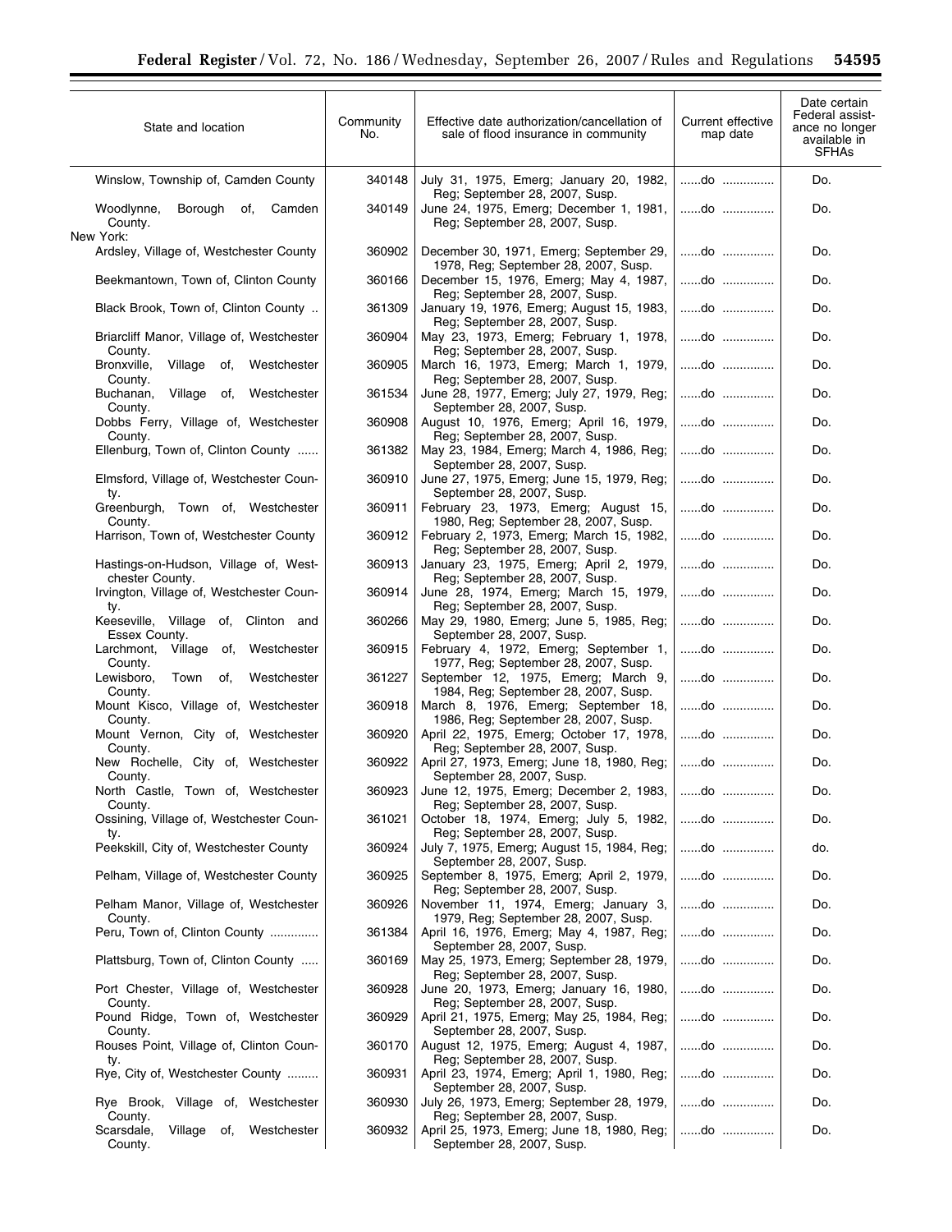| State and location | Community No. | Effective date authorization/cancellation of sale of flood insurance in community | Current effective map date | Date certain Federal assistance no longer available in SFHAs |
|---|---|---|---|---|
| Winslow, Township of, Camden County | 340148 | July 31, 1975, Emerg; January 20, 1982, Reg; September 28, 2007, Susp. | ......do ............... | Do. |
| Woodlynne, Borough of, Camden County. | 340149 | June 24, 1975, Emerg; December 1, 1981, Reg; September 28, 2007, Susp. | ......do ............... | Do. |
| New York: | | | | |
| Ardsley, Village of, Westchester County | 360902 | December 30, 1971, Emerg; September 29, 1978, Reg; September 28, 2007, Susp. | ......do ............... | Do. |
| Beekmantown, Town of, Clinton County | 360166 | December 15, 1976, Emerg; May 4, 1987, Reg; September 28, 2007, Susp. | ......do ............... | Do. |
| Black Brook, Town of, Clinton County .. | 361309 | January 19, 1976, Emerg; August 15, 1983, Reg; September 28, 2007, Susp. | ......do ............... | Do. |
| Briarcliff Manor, Village of, Westchester County. | 360904 | May 23, 1973, Emerg; February 1, 1978, Reg; September 28, 2007, Susp. | ......do ............... | Do. |
| Bronxville, Village of, Westchester County. | 360905 | March 16, 1973, Emerg; March 1, 1979, Reg; September 28, 2007, Susp. | ......do ............... | Do. |
| Buchanan, Village of, Westchester County. | 361534 | June 28, 1977, Emerg; July 27, 1979, Reg; September 28, 2007, Susp. | ......do ............... | Do. |
| Dobbs Ferry, Village of, Westchester County. | 360908 | August 10, 1976, Emerg; April 16, 1979, Reg; September 28, 2007, Susp. | ......do ............... | Do. |
| Ellenburg, Town of, Clinton County ...... | 361382 | May 23, 1984, Emerg; March 4, 1986, Reg; September 28, 2007, Susp. | ......do ............... | Do. |
| Elmsford, Village of, Westchester County. | 360910 | June 27, 1975, Emerg; June 15, 1979, Reg; September 28, 2007, Susp. | ......do ............... | Do. |
| Greenburgh, Town of, Westchester County. | 360911 | February 23, 1973, Emerg; August 15, 1980, Reg; September 28, 2007, Susp. | ......do ............... | Do. |
| Harrison, Town of, Westchester County | 360912 | February 2, 1973, Emerg; March 15, 1982, Reg; September 28, 2007, Susp. | ......do ............... | Do. |
| Hastings-on-Hudson, Village of, Westchester County. | 360913 | January 23, 1975, Emerg; April 2, 1979, Reg; September 28, 2007, Susp. | ......do ............... | Do. |
| Irvington, Village of, Westchester County. | 360914 | June 28, 1974, Emerg; March 15, 1979, Reg; September 28, 2007, Susp. | ......do ............... | Do. |
| Keeseville, Village of, Clinton and Essex County. | 360266 | May 29, 1980, Emerg; June 5, 1985, Reg; September 28, 2007, Susp. | ......do ............... | Do. |
| Larchmont, Village of, Westchester County. | 360915 | February 4, 1972, Emerg; September 1, 1977, Reg; September 28, 2007, Susp. | ......do ............... | Do. |
| Lewisboro, Town of, Westchester County. | 361227 | September 12, 1975, Emerg; March 9, 1984, Reg; September 28, 2007, Susp. | ......do ............... | Do. |
| Mount Kisco, Village of, Westchester County. | 360918 | March 8, 1976, Emerg; September 18, 1986, Reg; September 28, 2007, Susp. | ......do ............... | Do. |
| Mount Vernon, City of, Westchester County. | 360920 | April 22, 1975, Emerg; October 17, 1978, Reg; September 28, 2007, Susp. | ......do ............... | Do. |
| New Rochelle, City of, Westchester County. | 360922 | April 27, 1973, Emerg; June 18, 1980, Reg; September 28, 2007, Susp. | ......do ............... | Do. |
| North Castle, Town of, Westchester County. | 360923 | June 12, 1975, Emerg; December 2, 1983, Reg; September 28, 2007, Susp. | ......do ............... | Do. |
| Ossining, Village of, Westchester County. | 361021 | October 18, 1974, Emerg; July 5, 1982, Reg; September 28, 2007, Susp. | ......do ............... | Do. |
| Peekskill, City of, Westchester County | 360924 | July 7, 1975, Emerg; August 15, 1984, Reg; September 28, 2007, Susp. | ......do ............... | do. |
| Pelham, Village of, Westchester County | 360925 | September 8, 1975, Emerg; April 2, 1979, Reg; September 28, 2007, Susp. | ......do ............... | Do. |
| Pelham Manor, Village of, Westchester County. | 360926 | November 11, 1974, Emerg; January 3, 1979, Reg; September 28, 2007, Susp. | ......do ............... | Do. |
| Peru, Town of, Clinton County .............. | 361384 | April 16, 1976, Emerg; May 4, 1987, Reg; September 28, 2007, Susp. | ......do ............... | Do. |
| Plattsburg, Town of, Clinton County ..... | 360169 | May 25, 1973, Emerg; September 28, 1979, Reg; September 28, 2007, Susp. | ......do ............... | Do. |
| Port Chester, Village of, Westchester County. | 360928 | June 20, 1973, Emerg; January 16, 1980, Reg; September 28, 2007, Susp. | ......do ............... | Do. |
| Pound Ridge, Town of, Westchester County. | 360929 | April 21, 1975, Emerg; May 25, 1984, Reg; September 28, 2007, Susp. | ......do ............... | Do. |
| Rouses Point, Village of, Clinton County. | 360170 | August 12, 1975, Emerg; August 4, 1987, Reg; September 28, 2007, Susp. | ......do ............... | Do. |
| Rye, City of, Westchester County ......... | 360931 | April 23, 1974, Emerg; April 1, 1980, Reg; September 28, 2007, Susp. | ......do ............... | Do. |
| Rye Brook, Village of, Westchester County. | 360930 | July 26, 1973, Emerg; September 28, 1979, Reg; September 28, 2007, Susp. | ......do ............... | Do. |
| Scarsdale, Village of, Westchester County. | 360932 | April 25, 1973, Emerg; June 18, 1980, Reg; September 28, 2007, Susp. | ......do ............... | Do. |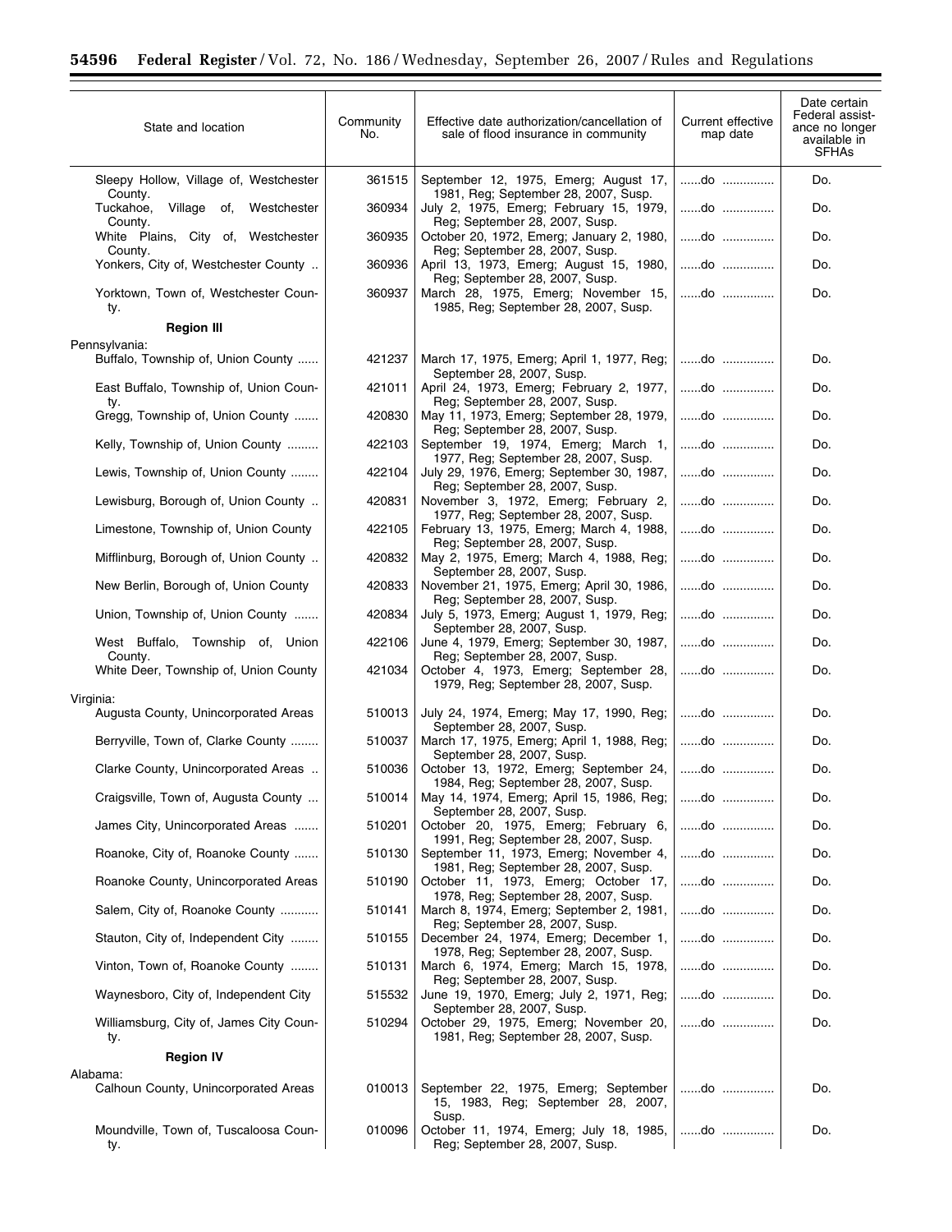| State and location | Community No. | Effective date authorization/cancellation of sale of flood insurance in community | Current effective map date | Date certain Federal assistance no longer available in SFHAs |
|---|---|---|---|---|
| Sleepy Hollow, Village of, Westchester County. | 361515 | September 12, 1975, Emerg; August 17, 1981, Reg; September 28, 2007, Susp. | ......do ............... | Do. |
| Tuckahoe, Village of, Westchester County. | 360934 | July 2, 1975, Emerg; February 15, 1979, Reg; September 28, 2007, Susp. | ......do ............... | Do. |
| White Plains, City of, Westchester County. | 360935 | October 20, 1972, Emerg; January 2, 1980, Reg; September 28, 2007, Susp. | ......do ............... | Do. |
| Yonkers, City of, Westchester County .. | 360936 | April 13, 1973, Emerg; August 15, 1980, Reg; September 28, 2007, Susp. | ......do ............... | Do. |
| Yorktown, Town of, Westchester County. | 360937 | March 28, 1975, Emerg; November 15, 1985, Reg; September 28, 2007, Susp. | ......do ............... | Do. |
| **Region III** | | | | |
| Pennsylvania: | | | | |
| Buffalo, Township of, Union County ...... | 421237 | March 17, 1975, Emerg; April 1, 1977, Reg; September 28, 2007, Susp. | ......do ............... | Do. |
| East Buffalo, Township of, Union County. | 421011 | April 24, 1973, Emerg; February 2, 1977, Reg; September 28, 2007, Susp. | ......do ............... | Do. |
| Gregg, Township of, Union County ....... | 420830 | May 11, 1973, Emerg; September 28, 1979, Reg; September 28, 2007, Susp. | ......do ............... | Do. |
| Kelly, Township of, Union County ......... | 422103 | September 19, 1974, Emerg; March 1, 1977, Reg; September 28, 2007, Susp. | ......do ............... | Do. |
| Lewis, Township of, Union County ........ | 422104 | July 29, 1976, Emerg; September 30, 1987, Reg; September 28, 2007, Susp. | ......do ............... | Do. |
| Lewisburg, Borough of, Union County .. | 420831 | November 3, 1972, Emerg; February 2, 1977, Reg; September 28, 2007, Susp. | ......do ............... | Do. |
| Limestone, Township of, Union County | 422105 | February 13, 1975, Emerg; March 4, 1988, Reg; September 28, 2007, Susp. | ......do ............... | Do. |
| Mifflinburg, Borough of, Union County .. | 420832 | May 2, 1975, Emerg; March 4, 1988, Reg; September 28, 2007, Susp. | ......do ............... | Do. |
| New Berlin, Borough of, Union County | 420833 | November 21, 1975, Emerg; April 30, 1986, Reg; September 28, 2007, Susp. | ......do ............... | Do. |
| Union, Township of, Union County ....... | 420834 | July 5, 1973, Emerg; August 1, 1979, Reg; September 28, 2007, Susp. | ......do ............... | Do. |
| West Buffalo, Township of, Union County. | 422106 | June 4, 1979, Emerg; September 30, 1987, Reg; September 28, 2007, Susp. | ......do ............... | Do. |
| White Deer, Township of, Union County | 421034 | October 4, 1973, Emerg; September 28, 1979, Reg; September 28, 2007, Susp. | ......do ............... | Do. |
| Virginia: | | | | |
| Augusta County, Unincorporated Areas | 510013 | July 24, 1974, Emerg; May 17, 1990, Reg; September 28, 2007, Susp. | ......do ............... | Do. |
| Berryville, Town of, Clarke County ........ | 510037 | March 17, 1975, Emerg; April 1, 1988, Reg; September 28, 2007, Susp. | ......do ............... | Do. |
| Clarke County, Unincorporated Areas .. | 510036 | October 13, 1972, Emerg; September 24, 1984, Reg; September 28, 2007, Susp. | ......do ............... | Do. |
| Craigsville, Town of, Augusta County ... | 510014 | May 14, 1974, Emerg; April 15, 1986, Reg; September 28, 2007, Susp. | ......do ............... | Do. |
| James City, Unincorporated Areas ....... | 510201 | October 20, 1975, Emerg; February 6, 1991, Reg; September 28, 2007, Susp. | ......do ............... | Do. |
| Roanoke, City of, Roanoke County ....... | 510130 | September 11, 1973, Emerg; November 4, 1981, Reg; September 28, 2007, Susp. | ......do ............... | Do. |
| Roanoke County, Unincorporated Areas | 510190 | October 11, 1973, Emerg; October 17, 1978, Reg; September 28, 2007, Susp. | ......do ............... | Do. |
| Salem, City of, Roanoke County ........... | 510141 | March 8, 1974, Emerg; September 2, 1981, Reg; September 28, 2007, Susp. | ......do ............... | Do. |
| Stauton, City of, Independent City ........ | 510155 | December 24, 1974, Emerg; December 1, 1978, Reg; September 28, 2007, Susp. | ......do ............... | Do. |
| Vinton, Town of, Roanoke County ........ | 510131 | March 6, 1974, Emerg; March 15, 1978, Reg; September 28, 2007, Susp. | ......do ............... | Do. |
| Waynesboro, City of, Independent City | 515532 | June 19, 1970, Emerg; July 2, 1971, Reg; September 28, 2007, Susp. | ......do ............... | Do. |
| Williamsburg, City of, James City County. | 510294 | October 29, 1975, Emerg; November 20, 1981, Reg; September 28, 2007, Susp. | ......do ............... | Do. |
| **Region IV** | | | | |
| Alabama: | | | | |
| Calhoun County, Unincorporated Areas | 010013 | September 22, 1975, Emerg; September 15, 1983, Reg; September 28, 2007, Susp. | ......do ............... | Do. |
| Moundville, Town of, Tuscaloosa County. | 010096 | October 11, 1974, Emerg; July 18, 1985, Reg; September 28, 2007, Susp. | ......do ............... | Do. |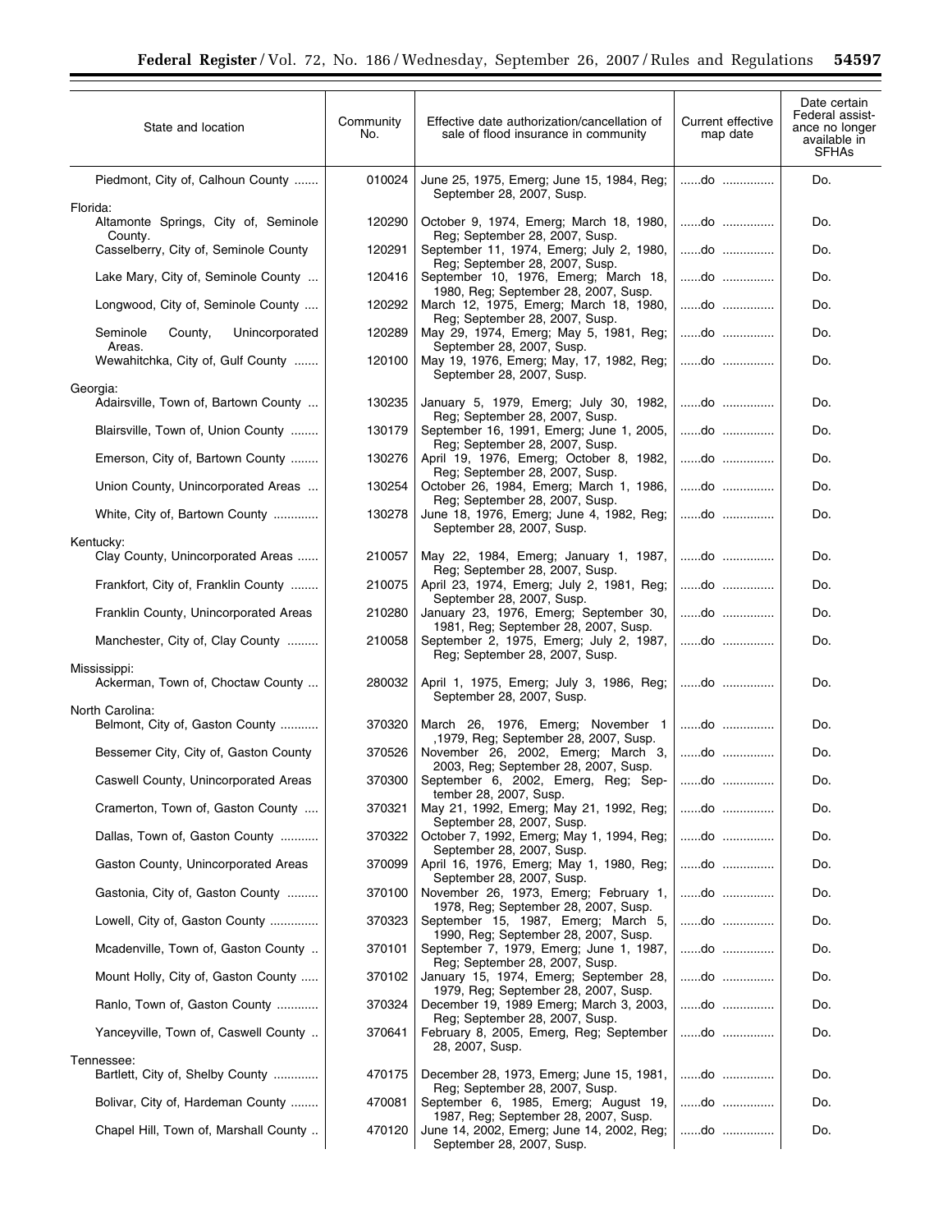| State and location | Community No. | Effective date authorization/cancellation of sale of flood insurance in community | Current effective map date | Date certain Federal assistance no longer available in SFHAs |
|---|---|---|---|---|
| Piedmont, City of, Calhoun County ....... | 010024 | June 25, 1975, Emerg; June 15, 1984, Reg; September 28, 2007, Susp. | ......do ............... | Do. |
| Florida: | | | | |
| Altamonte Springs, City of, Seminole County. | 120290 | October 9, 1974, Emerg; March 18, 1980, Reg; September 28, 2007, Susp. | ......do ............... | Do. |
| Casselberry, City of, Seminole County | 120291 | September 11, 1974, Emerg; July 2, 1980, Reg; September 28, 2007, Susp. | ......do ............... | Do. |
| Lake Mary, City of, Seminole County ... | 120416 | September 10, 1976, Emerg; March 18, 1980, Reg; September 28, 2007, Susp. | ......do ............... | Do. |
| Longwood, City of, Seminole County .... | 120292 | March 12, 1975, Emerg; March 18, 1980, Reg; September 28, 2007, Susp. | ......do ............... | Do. |
| Seminole County, Unincorporated Areas. | 120289 | May 29, 1974, Emerg; May 5, 1981, Reg; September 28, 2007, Susp. | ......do ............... | Do. |
| Wewahitchka, City of, Gulf County ....... | 120100 | May 19, 1976, Emerg; May, 17, 1982, Reg; September 28, 2007, Susp. | ......do ............... | Do. |
| Georgia: | | | | |
| Adairsville, Town of, Bartown County ... | 130235 | January 5, 1979, Emerg; July 30, 1982, Reg; September 28, 2007, Susp. | ......do ............... | Do. |
| Blairsville, Town of, Union County ........ | 130179 | September 16, 1991, Emerg; June 1, 2005, Reg; September 28, 2007, Susp. | ......do ............... | Do. |
| Emerson, City of, Bartown County ........ | 130276 | April 19, 1976, Emerg; October 8, 1982, Reg; September 28, 2007, Susp. | ......do ............... | Do. |
| Union County, Unincorporated Areas ... | 130254 | October 26, 1984, Emerg; March 1, 1986, Reg; September 28, 2007, Susp. | ......do ............... | Do. |
| White, City of, Bartown County ............. | 130278 | June 18, 1976, Emerg; June 4, 1982, Reg; September 28, 2007, Susp. | ......do ............... | Do. |
| Kentucky: | | | | |
| Clay County, Unincorporated Areas ...... | 210057 | May 22, 1984, Emerg; January 1, 1987, Reg; September 28, 2007, Susp. | ......do ............... | Do. |
| Frankfort, City of, Franklin County ........ | 210075 | April 23, 1974, Emerg; July 2, 1981, Reg; September 28, 2007, Susp. | ......do ............... | Do. |
| Franklin County, Unincorporated Areas | 210280 | January 23, 1976, Emerg; September 30, 1981, Reg; September 28, 2007, Susp. | ......do ............... | Do. |
| Manchester, City of, Clay County ......... | 210058 | September 2, 1975, Emerg; July 2, 1987, Reg; September 28, 2007, Susp. | ......do ............... | Do. |
| Mississippi: | | | | |
| Ackerman, Town of, Choctaw County ... | 280032 | April 1, 1975, Emerg; July 3, 1986, Reg; September 28, 2007, Susp. | ......do ............... | Do. |
| North Carolina: | | | | |
| Belmont, City of, Gaston County ........... | 370320 | March 26, 1976, Emerg; November 1 ,1979, Reg; September 28, 2007, Susp. | ......do ............... | Do. |
| Bessemer City, City of, Gaston County | 370526 | November 26, 2002, Emerg; March 3, 2003, Reg; September 28, 2007, Susp. | ......do ............... | Do. |
| Caswell County, Unincorporated Areas | 370300 | September 6, 2002, Emerg, Reg; September 28, 2007, Susp. | ......do ............... | Do. |
| Cramerton, Town of, Gaston County .... | 370321 | May 21, 1992, Emerg; May 21, 1992, Reg; September 28, 2007, Susp. | ......do ............... | Do. |
| Dallas, Town of, Gaston County ........... | 370322 | October 7, 1992, Emerg; May 1, 1994, Reg; September 28, 2007, Susp. | ......do ............... | Do. |
| Gaston County, Unincorporated Areas | 370099 | April 16, 1976, Emerg; May 1, 1980, Reg; September 28, 2007, Susp. | ......do ............... | Do. |
| Gastonia, City of, Gaston County ......... | 370100 | November 26, 1973, Emerg; February 1, 1978, Reg; September 28, 2007, Susp. | ......do ............... | Do. |
| Lowell, City of, Gaston County .............. | 370323 | September 15, 1987, Emerg; March 5, 1990, Reg; September 28, 2007, Susp. | ......do ............... | Do. |
| Mcadenville, Town of, Gaston County .. | 370101 | September 7, 1979, Emerg; June 1, 1987, Reg; September 28, 2007, Susp. | ......do ............... | Do. |
| Mount Holly, City of, Gaston County ..... | 370102 | January 15, 1974, Emerg; September 28, 1979, Reg; September 28, 2007, Susp. | ......do ............... | Do. |
| Ranlo, Town of, Gaston County ............ | 370324 | December 19, 1989 Emerg; March 3, 2003, Reg; September 28, 2007, Susp. | ......do ............... | Do. |
| Yanceyville, Town of, Caswell County .. | 370641 | February 8, 2005, Emerg, Reg; September 28, 2007, Susp. | ......do ............... | Do. |
| Tennessee: | | | | |
| Bartlett, City of, Shelby County ............. | 470175 | December 28, 1973, Emerg; June 15, 1981, Reg; September 28, 2007, Susp. | ......do ............... | Do. |
| Bolivar, City of, Hardeman County ........ | 470081 | September 6, 1985, Emerg; August 19, 1987, Reg; September 28, 2007, Susp. | ......do ............... | Do. |
| Chapel Hill, Town of, Marshall County .. | 470120 | June 14, 2002, Emerg; June 14, 2002, Reg; September 28, 2007, Susp. | ......do ............... | Do. |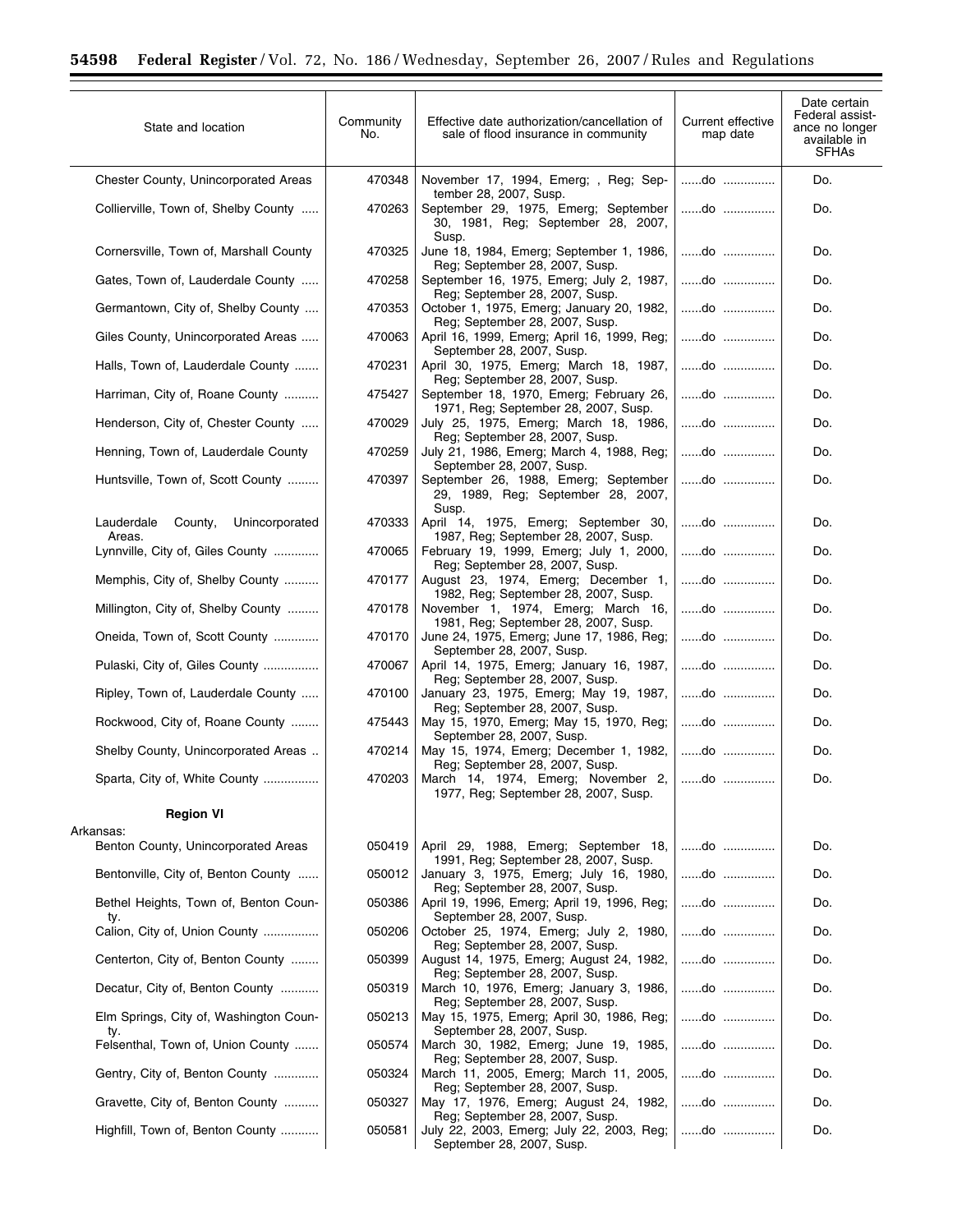| State and location | Community No. | Effective date authorization/cancellation of sale of flood insurance in community | Current effective map date | Date certain Federal assistance no longer available in SFHAs |
|---|---|---|---|---|
| Chester County, Unincorporated Areas | 470348 | November 17, 1994, Emerg; , Reg; September 28, 2007, Susp. | ......do ............... | Do. |
| Collierville, Town of, Shelby County ..... | 470263 | September 29, 1975, Emerg; September 30, 1981, Reg; September 28, 2007, Susp. | ......do ............... | Do. |
| Cornersville, Town of, Marshall County | 470325 | June 18, 1984, Emerg; September 1, 1986, Reg; September 28, 2007, Susp. | ......do ............... | Do. |
| Gates, Town of, Lauderdale County ..... | 470258 | September 16, 1975, Emerg; July 2, 1987, Reg; September 28, 2007, Susp. | ......do ............... | Do. |
| Germantown, City of, Shelby County .... | 470353 | October 1, 1975, Emerg; January 20, 1982, Reg; September 28, 2007, Susp. | ......do ............... | Do. |
| Giles County, Unincorporated Areas ..... | 470063 | April 16, 1999, Emerg; April 16, 1999, Reg; September 28, 2007, Susp. | ......do ............... | Do. |
| Halls, Town of, Lauderdale County ....... | 470231 | April 30, 1975, Emerg; March 18, 1987, Reg; September 28, 2007, Susp. | ......do ............... | Do. |
| Harriman, City of, Roane County .......... | 475427 | September 18, 1970, Emerg; February 26, 1971, Reg; September 28, 2007, Susp. | ......do ............... | Do. |
| Henderson, City of, Chester County ..... | 470029 | July 25, 1975, Emerg; March 18, 1986, Reg; September 28, 2007, Susp. | ......do ............... | Do. |
| Henning, Town of, Lauderdale County | 470259 | July 21, 1986, Emerg; March 4, 1988, Reg; September 28, 2007, Susp. | ......do ............... | Do. |
| Huntsville, Town of, Scott County ......... | 470397 | September 26, 1988, Emerg; September 29, 1989, Reg; September 28, 2007, Susp. | ......do ............... | Do. |
| Lauderdale County, Unincorporated Areas. | 470333 | April 14, 1975, Emerg; September 30, 1987, Reg; September 28, 2007, Susp. | ......do ............... | Do. |
| Lynnville, City of, Giles County ............. | 470065 | February 19, 1999, Emerg; July 1, 2000, Reg; September 28, 2007, Susp. | ......do ............... | Do. |
| Memphis, City of, Shelby County .......... | 470177 | August 23, 1974, Emerg; December 1, 1982, Reg; September 28, 2007, Susp. | ......do ............... | Do. |
| Millington, City of, Shelby County ......... | 470178 | November 1, 1974, Emerg; March 16, 1981, Reg; September 28, 2007, Susp. | ......do ............... | Do. |
| Oneida, Town of, Scott County ............. | 470170 | June 24, 1975, Emerg; June 17, 1986, Reg; September 28, 2007, Susp. | ......do ............... | Do. |
| Pulaski, City of, Giles County ................ | 470067 | April 14, 1975, Emerg; January 16, 1987, Reg; September 28, 2007, Susp. | ......do ............... | Do. |
| Ripley, Town of, Lauderdale County ..... | 470100 | January 23, 1975, Emerg; May 19, 1987, Reg; September 28, 2007, Susp. | ......do ............... | Do. |
| Rockwood, City of, Roane County ........ | 475443 | May 15, 1970, Emerg; May 15, 1970, Reg; September 28, 2007, Susp. | ......do ............... | Do. |
| Shelby County, Unincorporated Areas .. | 470214 | May 15, 1974, Emerg; December 1, 1982, Reg; September 28, 2007, Susp. | ......do ............... | Do. |
| Sparta, City of, White County ................ | 470203 | March 14, 1974, Emerg; November 2, 1977, Reg; September 28, 2007, Susp. | ......do ............... | Do. |
| **Region VI** | | | | |
| Arkansas: | | | | |
| Benton County, Unincorporated Areas | 050419 | April 29, 1988, Emerg; September 18, 1991, Reg; September 28, 2007, Susp. | ......do ............... | Do. |
| Bentonville, City of, Benton County ...... | 050012 | January 3, 1975, Emerg; July 16, 1980, Reg; September 28, 2007, Susp. | ......do ............... | Do. |
| Bethel Heights, Town of, Benton County. | 050386 | April 19, 1996, Emerg; April 19, 1996, Reg; September 28, 2007, Susp. | ......do ............... | Do. |
| Calion, City of, Union County ................ | 050206 | October 25, 1974, Emerg; July 2, 1980, Reg; September 28, 2007, Susp. | ......do ............... | Do. |
| Centerton, City of, Benton County ........ | 050399 | August 14, 1975, Emerg; August 24, 1982, Reg; September 28, 2007, Susp. | ......do ............... | Do. |
| Decatur, City of, Benton County ........... | 050319 | March 10, 1976, Emerg; January 3, 1986, Reg; September 28, 2007, Susp. | ......do ............... | Do. |
| Elm Springs, City of, Washington County. | 050213 | May 15, 1975, Emerg; April 30, 1986, Reg; September 28, 2007, Susp. | ......do ............... | Do. |
| Felsenthal, Town of, Union County ....... | 050574 | March 30, 1982, Emerg; June 19, 1985, Reg; September 28, 2007, Susp. | ......do ............... | Do. |
| Gentry, City of, Benton County ............. | 050324 | March 11, 2005, Emerg; March 11, 2005, Reg; September 28, 2007, Susp. | ......do ............... | Do. |
| Gravette, City of, Benton County .......... | 050327 | May 17, 1976, Emerg; August 24, 1982, Reg; September 28, 2007, Susp. | ......do ............... | Do. |
| Highfill, Town of, Benton County ........... | 050581 | July 22, 2003, Emerg; July 22, 2003, Reg; September 28, 2007, Susp. | ......do ............... | Do. |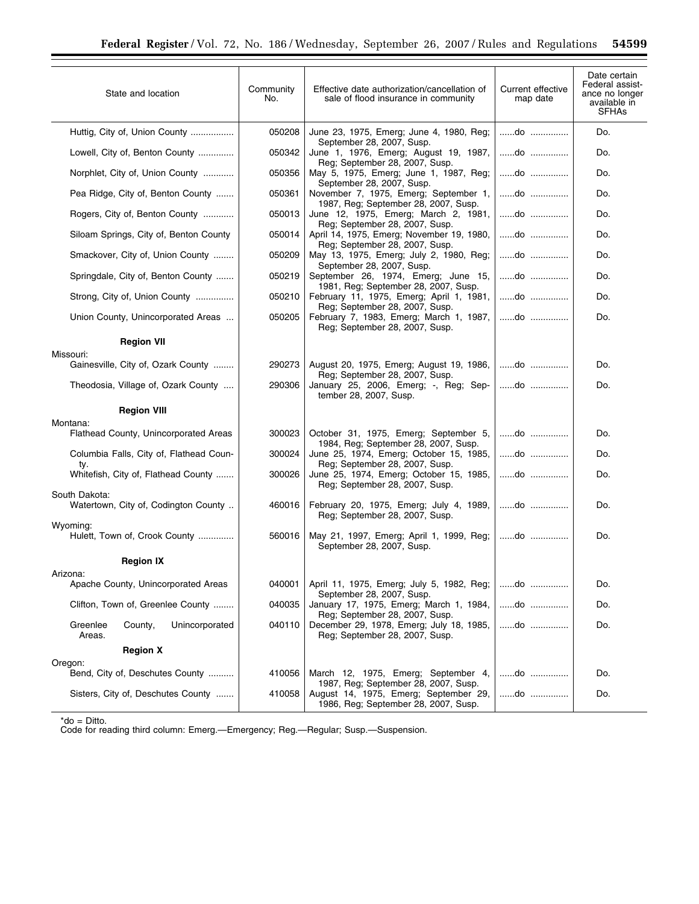| State and location | Community No. | Effective date authorization/cancellation of sale of flood insurance in community | Current effective map date | Date certain Federal assistance no longer available in SFHAs |
|---|---|---|---|---|
| Huttig, City of, Union County | 050208 | June 23, 1975, Emerg; June 4, 1980, Reg; September 28, 2007, Susp. | ......do | Do. |
| Lowell, City of, Benton County | 050342 | June 1, 1976, Emerg; August 19, 1987, Reg; September 28, 2007, Susp. | ......do | Do. |
| Norphlet, City of, Union County | 050356 | May 5, 1975, Emerg; June 1, 1987, Reg; September 28, 2007, Susp. | ......do | Do. |
| Pea Ridge, City of, Benton County | 050361 | November 7, 1975, Emerg; September 1, 1987, Reg; September 28, 2007, Susp. | ......do | Do. |
| Rogers, City of, Benton County | 050013 | June 12, 1975, Emerg; March 2, 1981, Reg; September 28, 2007, Susp. | ......do | Do. |
| Siloam Springs, City of, Benton County | 050014 | April 14, 1975, Emerg; November 19, 1980, Reg; September 28, 2007, Susp. | ......do | Do. |
| Smackover, City of, Union County | 050209 | May 13, 1975, Emerg; July 2, 1980, Reg; September 28, 2007, Susp. | ......do | Do. |
| Springdale, City of, Benton County | 050219 | September 26, 1974, Emerg; June 15, 1981, Reg; September 28, 2007, Susp. | ......do | Do. |
| Strong, City of, Union County | 050210 | February 11, 1975, Emerg; April 1, 1981, Reg; September 28, 2007, Susp. | ......do | Do. |
| Union County, Unincorporated Areas | 050205 | February 7, 1983, Emerg; March 1, 1987, Reg; September 28, 2007, Susp. | ......do | Do. |
| **Region VII** | | | | |
| Missouri: | | | | |
| Gainesville, City of, Ozark County | 290273 | August 20, 1975, Emerg; August 19, 1986, Reg; September 28, 2007, Susp. | ......do | Do. |
| Theodosia, Village of, Ozark County | 290306 | January 25, 2006, Emerg; -, Reg; September 28, 2007, Susp. | ......do | Do. |
| **Region VIII** | | | | |
| Montana: | | | | |
| Flathead County, Unincorporated Areas | 300023 | October 31, 1975, Emerg; September 5, 1984, Reg; September 28, 2007, Susp. | ......do | Do. |
| Columbia Falls, City of, Flathead County. | 300024 | June 25, 1974, Emerg; October 15, 1985, Reg; September 28, 2007, Susp. | ......do | Do. |
| Whitefish, City of, Flathead County | 300026 | June 25, 1974, Emerg; October 15, 1985, Reg; September 28, 2007, Susp. | ......do | Do. |
| South Dakota: | | | | |
| Watertown, City of, Codington County | 460016 | February 20, 1975, Emerg; July 4, 1989, Reg; September 28, 2007, Susp. | ......do | Do. |
| Wyoming: | | | | |
| Hulett, Town of, Crook County | 560016 | May 21, 1997, Emerg; April 1, 1999, Reg; September 28, 2007, Susp. | ......do | Do. |
| **Region IX** | | | | |
| Arizona: | | | | |
| Apache County, Unincorporated Areas | 040001 | April 11, 1975, Emerg; July 5, 1982, Reg; September 28, 2007, Susp. | ......do | Do. |
| Clifton, Town of, Greenlee County | 040035 | January 17, 1975, Emerg; March 1, 1984, Reg; September 28, 2007, Susp. | ......do | Do. |
| Greenlee County, Unincorporated Areas. | 040110 | December 29, 1978, Emerg; July 18, 1985, Reg; September 28, 2007, Susp. | ......do | Do. |
| **Region X** | | | | |
| Oregon: | | | | |
| Bend, City of, Deschutes County | 410056 | March 12, 1975, Emerg; September 4, 1987, Reg; September 28, 2007, Susp. | ......do | Do. |
| Sisters, City of, Deschutes County | 410058 | August 14, 1975, Emerg; September 29, 1986, Reg; September 28, 2007, Susp. | ......do | Do. |

*do = Ditto.

Code for reading third column: Emerg.—Emergency; Reg.—Regular; Susp.—Suspension.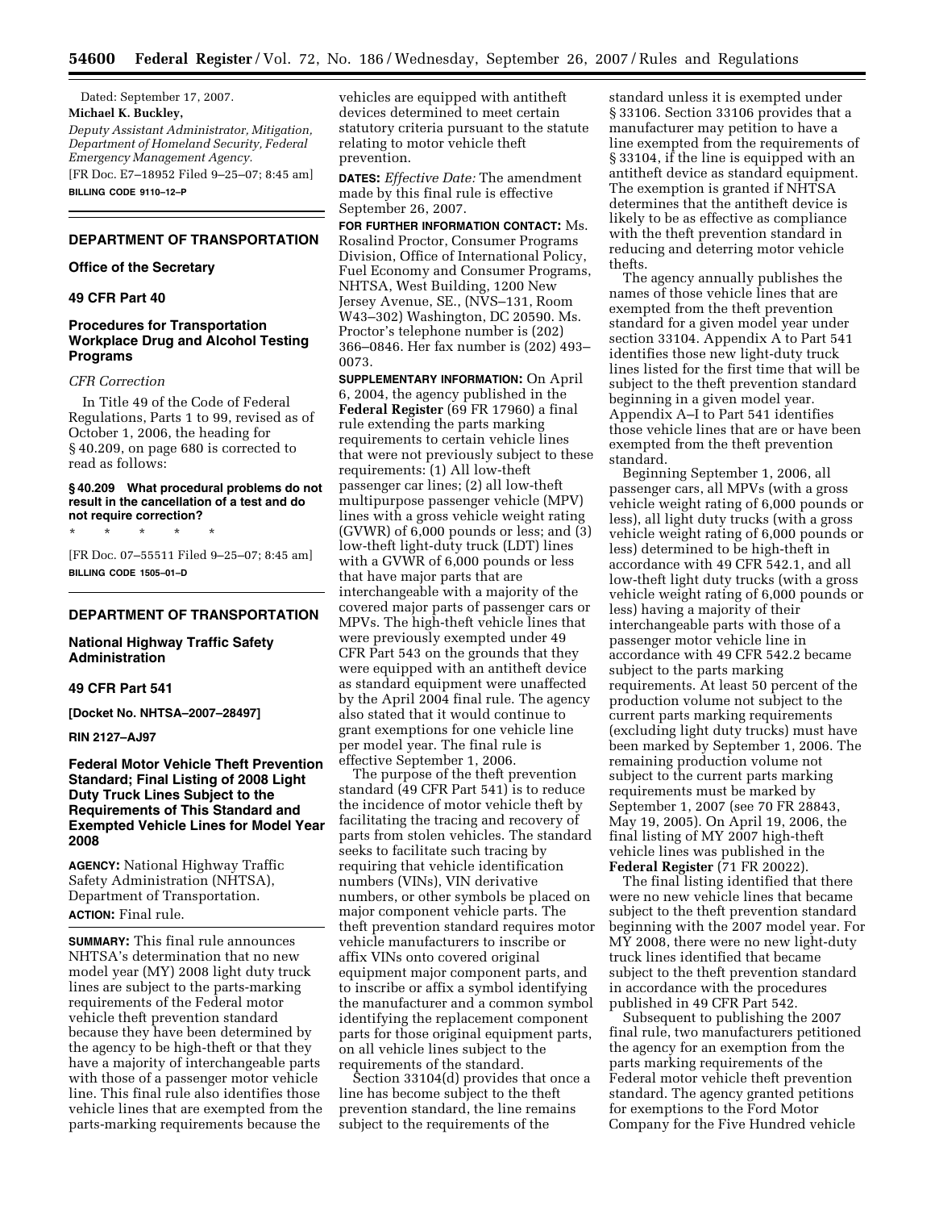Dated: September 17, 2007.

**Michael K. Buckley,**

*Deputy Assistant Administrator, Mitigation, Department of Homeland Security, Federal Emergency Management Agency.*

[FR Doc. E7–18952 Filed 9–25–07; 8:45 am]

**BILLING CODE 9110–12–P**

---

## DEPARTMENT OF TRANSPORTATION

### Office of the Secretary

### 49 CFR Part 40

### Procedures for Transportation Workplace Drug and Alcohol Testing Programs

*CFR Correction*

In Title 49 of the Code of Federal Regulations, Parts 1 to 99, revised as of October 1, 2006, the heading for § 40.209, on page 680 is corrected to read as follows:

**§ 40.209 What procedural problems do not result in the cancellation of a test and do not require correction?**

\* \* \* \* \*

[FR Doc. 07–55511 Filed 9–25–07; 8:45 am]

**BILLING CODE 1505–01–D**

---

## DEPARTMENT OF TRANSPORTATION

### National Highway Traffic Safety Administration

### 49 CFR Part 541

**[Docket No. NHTSA–2007–28497]**

**RIN 2127–AJ97**

### Federal Motor Vehicle Theft Prevention Standard; Final Listing of 2008 Light Duty Truck Lines Subject to the Requirements of This Standard and Exempted Vehicle Lines for Model Year 2008

**AGENCY:** National Highway Traffic Safety Administration (NHTSA), Department of Transportation.

**ACTION:** Final rule.

**SUMMARY:** This final rule announces NHTSA's determination that no new model year (MY) 2008 light duty truck lines are subject to the parts-marking requirements of the Federal motor vehicle theft prevention standard because they have been determined by the agency to be high-theft or that they have a majority of interchangeable parts with those of a passenger motor vehicle line. This final rule also identifies those vehicle lines that are exempted from the parts-marking requirements because the vehicles are equipped with antitheft devices determined to meet certain statutory criteria pursuant to the statute relating to motor vehicle theft prevention.

**DATES:** *Effective Date:* The amendment made by this final rule is effective September 26, 2007.

**FOR FURTHER INFORMATION CONTACT:** Ms. Rosalind Proctor, Consumer Programs Division, Office of International Policy, Fuel Economy and Consumer Programs, NHTSA, West Building, 1200 New Jersey Avenue, SE., (NVS–131, Room W43–302) Washington, DC 20590. Ms. Proctor's telephone number is (202) 366–0846. Her fax number is (202) 493–0073.

**SUPPLEMENTARY INFORMATION:** On April 6, 2004, the agency published in the **Federal Register** (69 FR 17960) a final rule extending the parts marking requirements to certain vehicle lines that were not previously subject to these requirements: (1) All low-theft passenger car lines; (2) all low-theft multipurpose passenger vehicle (MPV) lines with a gross vehicle weight rating (GVWR) of 6,000 pounds or less; and (3) low-theft light-duty truck (LDT) lines with a GVWR of 6,000 pounds or less that have major parts that are interchangeable with a majority of the covered major parts of passenger cars or MPVs. The high-theft vehicle lines that were previously exempted under 49 CFR Part 543 on the grounds that they were equipped with an antitheft device as standard equipment were unaffected by the April 2004 final rule. The agency also stated that it would continue to grant exemptions for one vehicle line per model year. The final rule is effective September 1, 2006.

The purpose of the theft prevention standard (49 CFR Part 541) is to reduce the incidence of motor vehicle theft by facilitating the tracing and recovery of parts from stolen vehicles. The standard seeks to facilitate such tracing by requiring that vehicle identification numbers (VINs), VIN derivative numbers, or other symbols be placed on major component vehicle parts. The theft prevention standard requires motor vehicle manufacturers to inscribe or affix VINs onto covered original equipment major component parts, and to inscribe or affix a symbol identifying the manufacturer and a common symbol identifying the replacement component parts for those original equipment parts, on all vehicle lines subject to the requirements of the standard.

Section 33104(d) provides that once a line has become subject to the theft prevention standard, the line remains subject to the requirements of the standard unless it is exempted under § 33106. Section 33106 provides that a manufacturer may petition to have a line exempted from the requirements of § 33104, if the line is equipped with an antitheft device as standard equipment. The exemption is granted if NHTSA determines that the antitheft device is likely to be as effective as compliance with the theft prevention standard in reducing and deterring motor vehicle thefts.

The agency annually publishes the names of those vehicle lines that are exempted from the theft prevention standard for a given model year under section 33104. Appendix A to Part 541 identifies those new light-duty truck lines listed for the first time that will be subject to the theft prevention standard beginning in a given model year. Appendix A–I to Part 541 identifies those vehicle lines that are or have been exempted from the theft prevention standard.

Beginning September 1, 2006, all passenger cars, all MPVs (with a gross vehicle weight rating of 6,000 pounds or less), all light duty trucks (with a gross vehicle weight rating of 6,000 pounds or less) determined to be high-theft in accordance with 49 CFR 542.1, and all low-theft light duty trucks (with a gross vehicle weight rating of 6,000 pounds or less) having a majority of their interchangeable parts with those of a passenger motor vehicle line in accordance with 49 CFR 542.2 became subject to the parts marking requirements. At least 50 percent of the production volume not subject to the current parts marking requirements (excluding light duty trucks) must have been marked by September 1, 2006. The remaining production volume not subject to the current parts marking requirements must be marked by September 1, 2007 (see 70 FR 28843, May 19, 2005). On April 19, 2006, the final listing of MY 2007 high-theft vehicle lines was published in the **Federal Register** (71 FR 20022).

The final listing identified that there were no new vehicle lines that became subject to the theft prevention standard beginning with the 2007 model year. For MY 2008, there were no new light-duty truck lines identified that became subject to the theft prevention standard in accordance with the procedures published in 49 CFR Part 542.

Subsequent to publishing the 2007 final rule, two manufacturers petitioned the agency for an exemption from the parts marking requirements of the Federal motor vehicle theft prevention standard. The agency granted petitions for exemptions to the Ford Motor Company for the Five Hundred vehicle